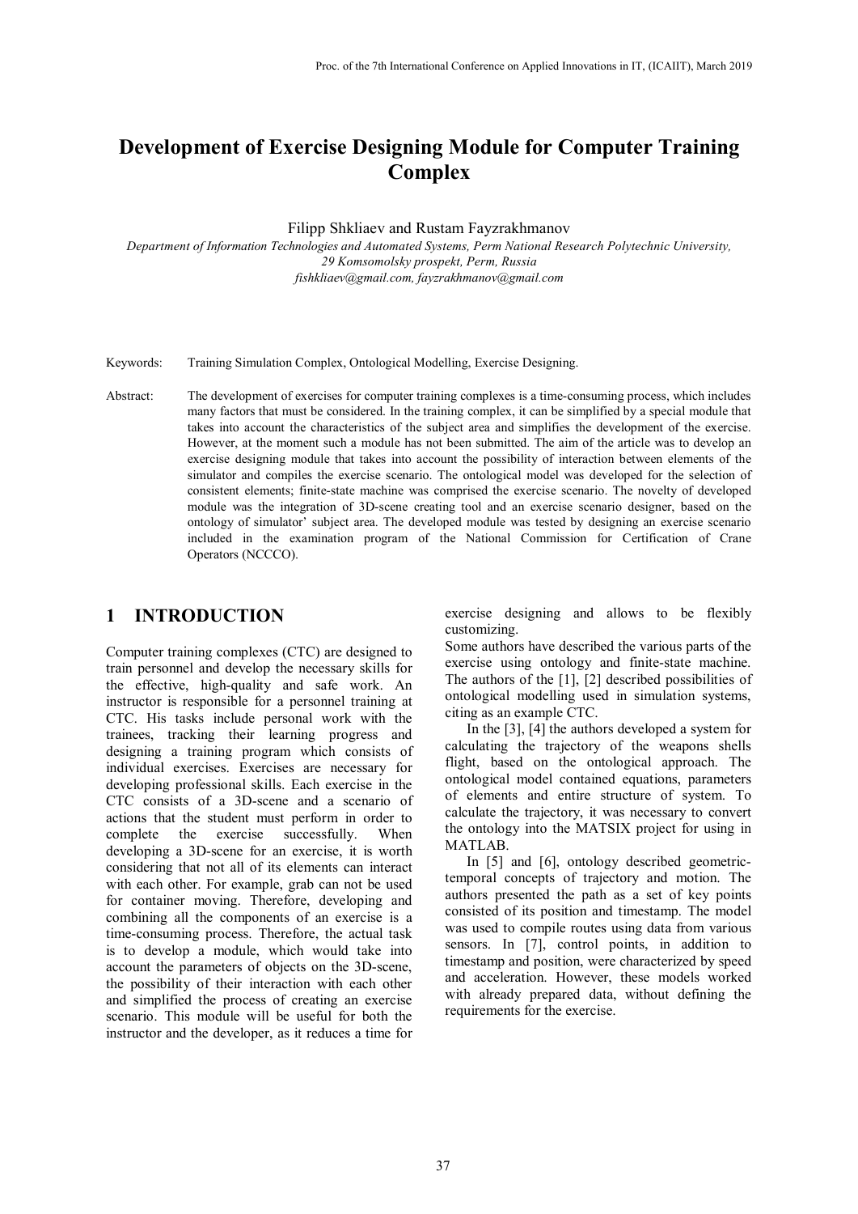# Development of Exercise Designing Module for Computer Training Complex

Filipp Shkliaev and Rustam Fayzrakhmanov

*Department of Information Technologies and Automated Systems, Perm National Research Polytechnic University, 29 Komsomolsky prospekt, Perm, Russia*
*fishkliaev@gmail.com, fayzrakhmanov@gmail.com*

Keywords: Training Simulation Complex, Ontological Modelling, Exercise Designing.

Abstract: The development of exercises for computer training complexes is a time-consuming process, which includes many factors that must be considered. In the training complex, it can be simplified by a special module that takes into account the characteristics of the subject area and simplifies the development of the exercise. However, at the moment such a module has not been submitted. The aim of the article was to develop an exercise designing module that takes into account the possibility of interaction between elements of the simulator and compiles the exercise scenario. The ontological model was developed for the selection of consistent elements; finite-state machine was comprised the exercise scenario. The novelty of developed module was the integration of 3D-scene creating tool and an exercise scenario designer, based on the ontology of simulator' subject area. The developed module was tested by designing an exercise scenario included in the examination program of the National Commission for Certification of Crane Operators (NCCCO).

## 1 INTRODUCTION

Computer training complexes (CTC) are designed to train personnel and develop the necessary skills for the effective, high-quality and safe work. An instructor is responsible for a personnel training at CTC. His tasks include personal work with the trainees, tracking their learning progress and designing a training program which consists of individual exercises. Exercises are necessary for developing professional skills. Each exercise in the CTC consists of a 3D-scene and a scenario of actions that the student must perform in order to complete the exercise successfully. When developing a 3D-scene for an exercise, it is worth considering that not all of its elements can interact with each other. For example, grab can not be used for container moving. Therefore, developing and combining all the components of an exercise is a time-consuming process. Therefore, the actual task is to develop a module, which would take into account the parameters of objects on the 3D-scene, the possibility of their interaction with each other and simplified the process of creating an exercise scenario. This module will be useful for both the instructor and the developer, as it reduces a time for exercise designing and allows to be flexibly customizing.

Some authors have described the various parts of the exercise using ontology and finite-state machine. The authors of the [1], [2] described possibilities of ontological modelling used in simulation systems, citing as an example CTC.

In the [3], [4] the authors developed a system for calculating the trajectory of the weapons shells flight, based on the ontological approach. The ontological model contained equations, parameters of elements and entire structure of system. To calculate the trajectory, it was necessary to convert the ontology into the MATSIX project for using in MATLAB.

In [5] and [6], ontology described geometric-temporal concepts of trajectory and motion. The authors presented the path as a set of key points consisted of its position and timestamp. The model was used to compile routes using data from various sensors. In [7], control points, in addition to timestamp and position, were characterized by speed and acceleration. However, these models worked with already prepared data, without defining the requirements for the exercise.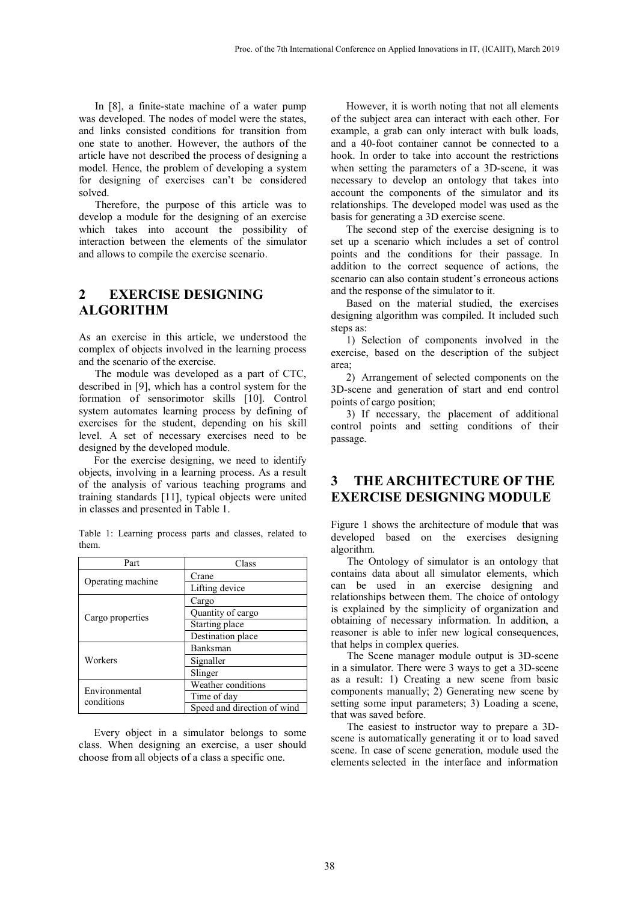In [8], a finite-state machine of a water pump was developed. The nodes of model were the states, and links consisted conditions for transition from one state to another. However, the authors of the article have not described the process of designing a model. Hence, the problem of developing a system for designing of exercises can't be considered solved.

Therefore, the purpose of this article was to develop a module for the designing of an exercise which takes into account the possibility of interaction between the elements of the simulator and allows to compile the exercise scenario.

## 2 EXERCISE DESIGNING ALGORITHM

As an exercise in this article, we understood the complex of objects involved in the learning process and the scenario of the exercise.

The module was developed as a part of CTC, described in [9], which has a control system for the formation of sensorimotor skills [10]. Control system automates learning process by defining of exercises for the student, depending on his skill level. A set of necessary exercises need to be designed by the developed module.

For the exercise designing, we need to identify objects, involving in a learning process. As a result of the analysis of various teaching programs and training standards [11], typical objects were united in classes and presented in Table 1.

Table 1: Learning process parts and classes, related to them.

| Part | Class |
|---|---|
| Operating machine | Crane |
| | Lifting device |
| Cargo properties | Cargo |
| | Quantity of cargo |
| | Starting place |
| | Destination place |
| Workers | Banksman |
| | Signaller |
| | Slinger |
| Environmental conditions | Weather conditions |
| | Time of day |
| | Speed and direction of wind |

Every object in a simulator belongs to some class. When designing an exercise, a user should choose from all objects of a class a specific one.

However, it is worth noting that not all elements of the subject area can interact with each other. For example, a grab can only interact with bulk loads, and a 40-foot container cannot be connected to a hook. In order to take into account the restrictions when setting the parameters of a 3D-scene, it was necessary to develop an ontology that takes into account the components of the simulator and its relationships. The developed model was used as the basis for generating a 3D exercise scene.

The second step of the exercise designing is to set up a scenario which includes a set of control points and the conditions for their passage. In addition to the correct sequence of actions, the scenario can also contain student's erroneous actions and the response of the simulator to it.

Based on the material studied, the exercises designing algorithm was compiled. It included such steps as:

1) Selection of components involved in the exercise, based on the description of the subject area;
2) Arrangement of selected components on the 3D-scene and generation of start and end control points of cargo position;
3) If necessary, the placement of additional control points and setting conditions of their passage.

## 3 THE ARCHITECTURE OF THE EXERCISE DESIGNING MODULE

Figure 1 shows the architecture of module that was developed based on the exercises designing algorithm.

The Ontology of simulator is an ontology that contains data about all simulator elements, which can be used in an exercise designing and relationships between them. The choice of ontology is explained by the simplicity of organization and obtaining of necessary information. In addition, a reasoner is able to infer new logical consequences, that helps in complex queries.

The Scene manager module output is 3D-scene in a simulator. There were 3 ways to get a 3D-scene as a result: 1) Creating a new scene from basic components manually; 2) Generating new scene by setting some input parameters; 3) Loading a scene, that was saved before.

The easiest to instructor way to prepare a 3D-scene is automatically generating it or to load saved scene. In case of scene generation, module used the elements selected in the interface and information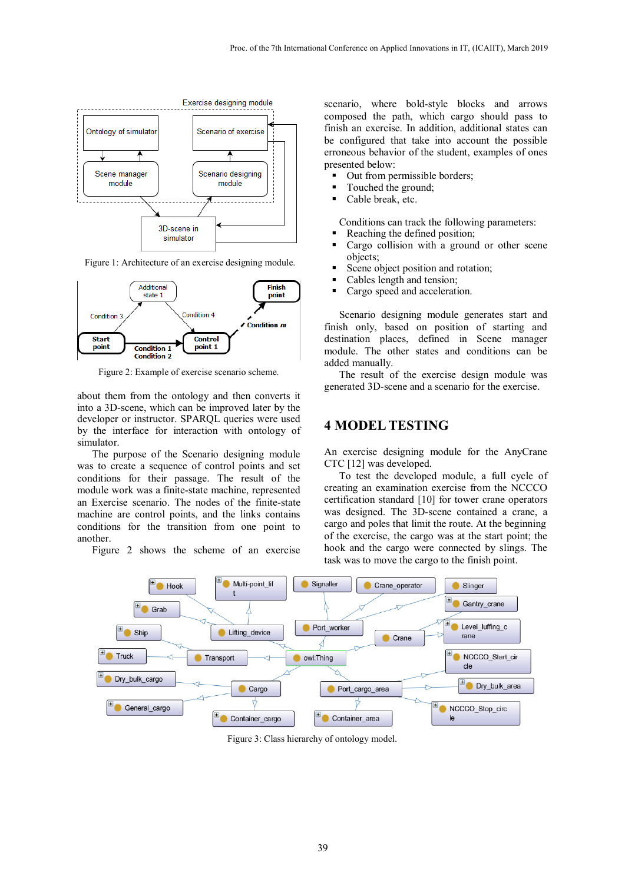Figure 1: Architecture of an exercise designing module.

Figure 2: Example of exercise scenario scheme.

about them from the ontology and then converts it into a 3D-scene, which can be improved later by the developer or instructor. SPARQL queries were used by the interface for interaction with ontology of simulator.

The purpose of the Scenario designing module was to create a sequence of control points and set conditions for their passage. The result of the module work was a finite-state machine, represented an Exercise scenario. The nodes of the finite-state machine are control points, and the links contains conditions for the transition from one point to another.

Figure 2 shows the scheme of an exercise scenario, where bold-style blocks and arrows composed the path, which cargo should pass to finish an exercise. In addition, additional states can be configured that take into account the possible erroneous behavior of the student, examples of ones presented below:

- Out from permissible borders;
- Touched the ground;
- Cable break, etc.

Conditions can track the following parameters:

- Reaching the defined position;
- Cargo collision with a ground or other scene objects;
- Scene object position and rotation;
- Cables length and tension;
- Cargo speed and acceleration.

Scenario designing module generates start and finish only, based on position of starting and destination places, defined in Scene manager module. The other states and conditions can be added manually.

The result of the exercise design module was generated 3D-scene and a scenario for the exercise.

## 4 MODEL TESTING

An exercise designing module for the AnyCrane CTC [12] was developed.

To test the developed module, a full cycle of creating an examination exercise from the NCCCO certification standard [10] for tower crane operators was designed. The 3D-scene contained a crane, a cargo and poles that limit the route. At the beginning of the exercise, the cargo was at the start point; the hook and the cargo were connected by slings. The task was to move the cargo to the finish point.

Figure 3: Class hierarchy of ontology model.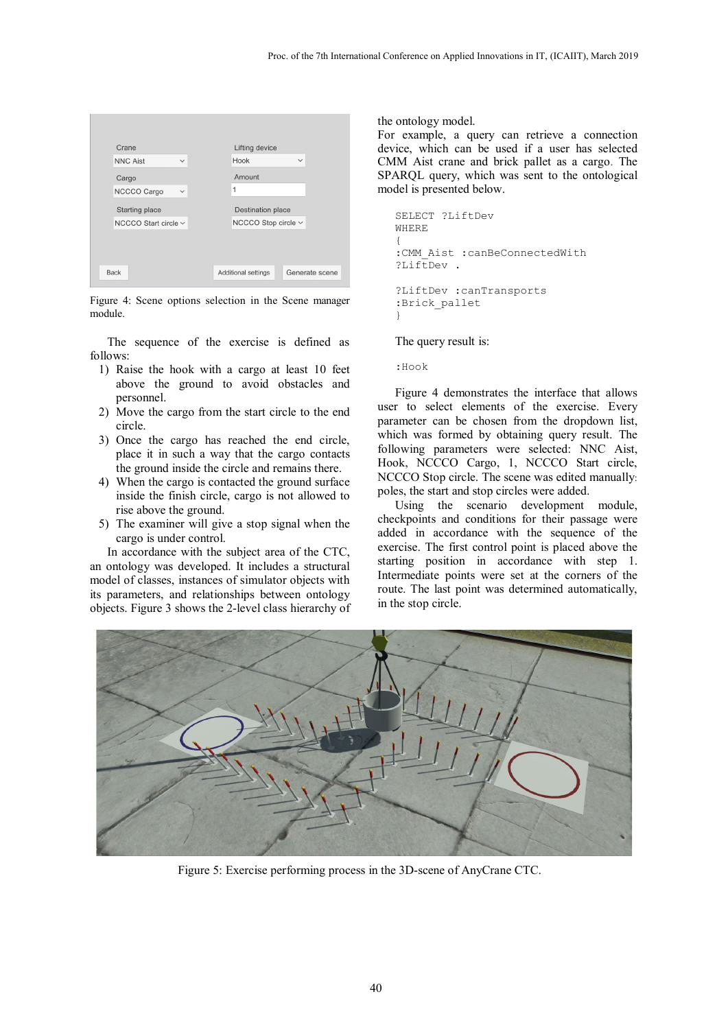Figure 4: Scene options selection in the Scene manager module.

The sequence of the exercise is defined as follows:

1) Raise the hook with a cargo at least 10 feet above the ground to avoid obstacles and personnel.
2) Move the cargo from the start circle to the end circle.
3) Once the cargo has reached the end circle, place it in such a way that the cargo contacts the ground inside the circle and remains there.
4) When the cargo is contacted the ground surface inside the finish circle, cargo is not allowed to rise above the ground.
5) The examiner will give a stop signal when the cargo is under control.

In accordance with the subject area of the CTC, an ontology was developed. It includes a structural model of classes, instances of simulator objects with its parameters, and relationships between ontology objects. Figure 3 shows the 2-level class hierarchy of the ontology model.

For example, a query can retrieve a connection device, which can be used if a user has selected CMM Aist crane and brick pallet as a cargo. The SPARQL query, which was sent to the ontological model is presented below.

```
SELECT ?LiftDev
WHERE
{
:CMM_Aist :canBeConnectedWith
?LiftDev .

?LiftDev :canTransports
:Brick_pallet
}
```

The query result is:

```
:Hook
```

Figure 4 demonstrates the interface that allows user to select elements of the exercise. Every parameter can be chosen from the dropdown list, which was formed by obtaining query result. The following parameters were selected: NNC Aist, Hook, NCCCO Cargo, 1, NCCCO Start circle, NCCCO Stop circle. The scene was edited manually: poles, the start and stop circles were added.

Using the scenario development module, checkpoints and conditions for their passage were added in accordance with the sequence of the exercise. The first control point is placed above the starting position in accordance with step 1. Intermediate points were set at the corners of the route. The last point was determined automatically, in the stop circle.

Figure 5: Exercise performing process in the 3D-scene of AnyCrane CTC.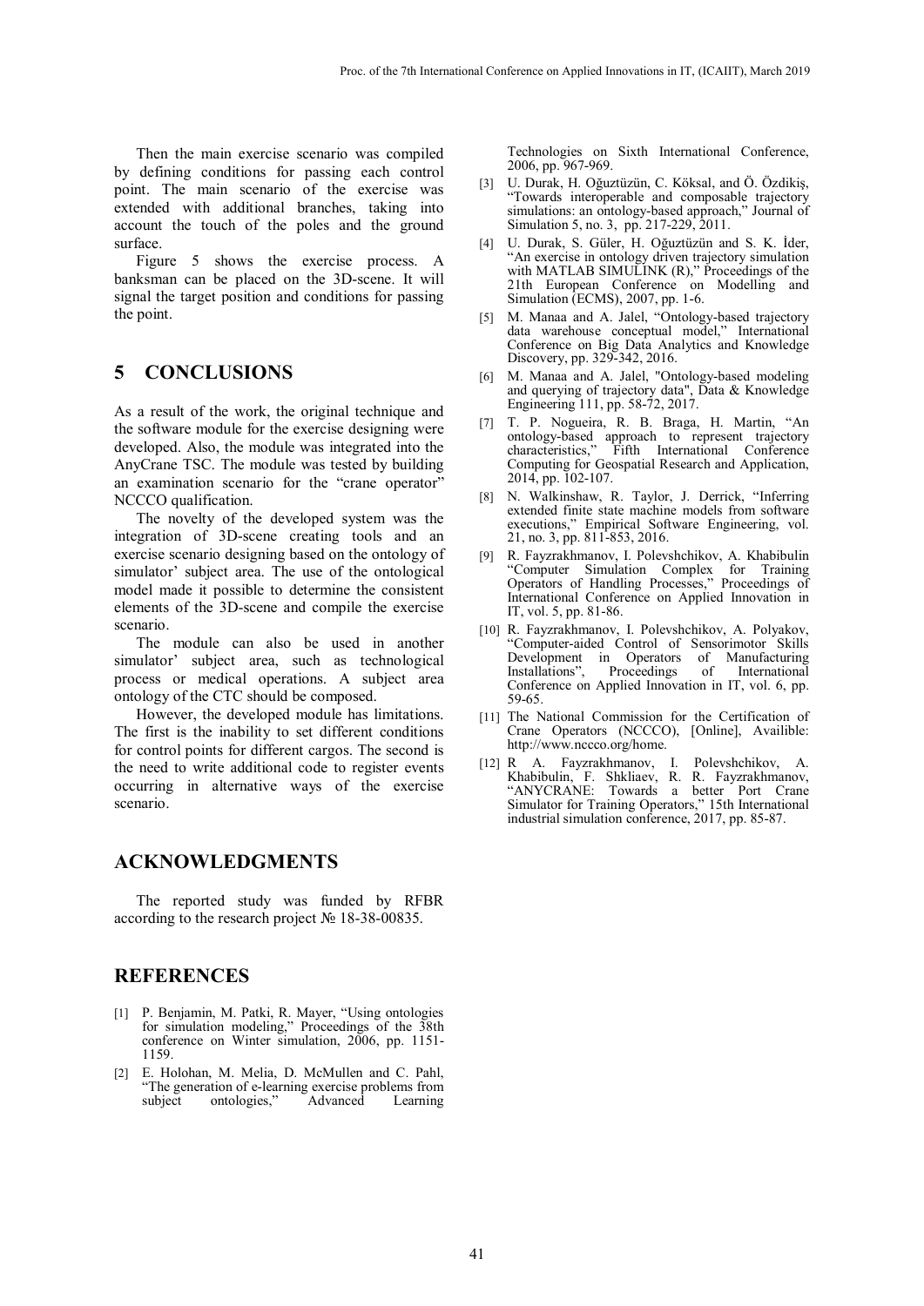Then the main exercise scenario was compiled by defining conditions for passing each control point. The main scenario of the exercise was extended with additional branches, taking into account the touch of the poles and the ground surface.

Figure 5 shows the exercise process. A banksman can be placed on the 3D-scene. It will signal the target position and conditions for passing the point.

## 5 CONCLUSIONS

As a result of the work, the original technique and the software module for the exercise designing were developed. Also, the module was integrated into the AnyCrane TSC. The module was tested by building an examination scenario for the "crane operator" NCCCO qualification.

The novelty of the developed system was the integration of 3D-scene creating tools and an exercise scenario designing based on the ontology of simulator' subject area. The use of the ontological model made it possible to determine the consistent elements of the 3D-scene and compile the exercise scenario.

The module can also be used in another simulator' subject area, such as technological process or medical operations. A subject area ontology of the CTC should be composed.

However, the developed module has limitations. The first is the inability to set different conditions for control points for different cargos. The second is the need to write additional code to register events occurring in alternative ways of the exercise scenario.

## ACKNOWLEDGMENTS

The reported study was funded by RFBR according to the research project № 18-38-00835.

## REFERENCES

[1] P. Benjamin, M. Patki, R. Mayer, "Using ontologies for simulation modeling," Proceedings of the 38th conference on Winter simulation, 2006, pp. 1151-1159.

[2] E. Holohan, M. Melia, D. McMullen and C. Pahl, "The generation of e-learning exercise problems from subject ontologies," Advanced Learning Technologies on Sixth International Conference, 2006, pp. 967-969.

[3] U. Durak, H. Oğuztüzün, C. Köksal, and Ö. Özdikiş, "Towards interoperable and composable trajectory simulations: an ontology-based approach," Journal of Simulation 5, no. 3, pp. 217-229, 2011.

[4] U. Durak, S. Güler, H. Oğuztüzün and S. K. İder, "An exercise in ontology driven trajectory simulation with MATLAB SIMULINK (R)," Proceedings of the 21th European Conference on Modelling and Simulation (ECMS), 2007, pp. 1-6.

[5] M. Manaa and A. Jalel, "Ontology-based trajectory data warehouse conceptual model," International Conference on Big Data Analytics and Knowledge Discovery, pp. 329-342, 2016.

[6] M. Manaa and A. Jalel, "Ontology-based modeling and querying of trajectory data", Data & Knowledge Engineering 111, pp. 58-72, 2017.

[7] T. P. Nogueira, R. B. Braga, H. Martin, "An ontology-based approach to represent trajectory characteristics," Fifth International Conference Computing for Geospatial Research and Application, 2014, pp. 102-107.

[8] N. Walkinshaw, R. Taylor, J. Derrick, "Inferring extended finite state machine models from software executions," Empirical Software Engineering, vol. 21, no. 3, pp. 811-853, 2016.

[9] R. Fayzrakhmanov, I. Polevshchikov, A. Khabibulin "Computer Simulation Complex for Training Operators of Handling Processes," Proceedings of International Conference on Applied Innovation in IT, vol. 5, pp. 81-86.

[10] R. Fayzrakhmanov, I. Polevshchikov, A. Polyakov, "Computer-aided Control of Sensorimotor Skills Development in Operators of Manufacturing Installations", Proceedings of International Conference on Applied Innovation in IT, vol. 6, pp. 59-65.

[11] The National Commission for the Certification of Crane Operators (NCCCO), [Online], Availible: http://www.nccco.org/home.

[12] R A. Fayzrakhmanov, I. Polevshchikov, A. Khabibulin, F. Shkliaev, R. R. Fayzrakhmanov, "ANYCRANE: Towards a better Port Crane Simulator for Training Operators," 15th International industrial simulation conference, 2017, pp. 85-87.